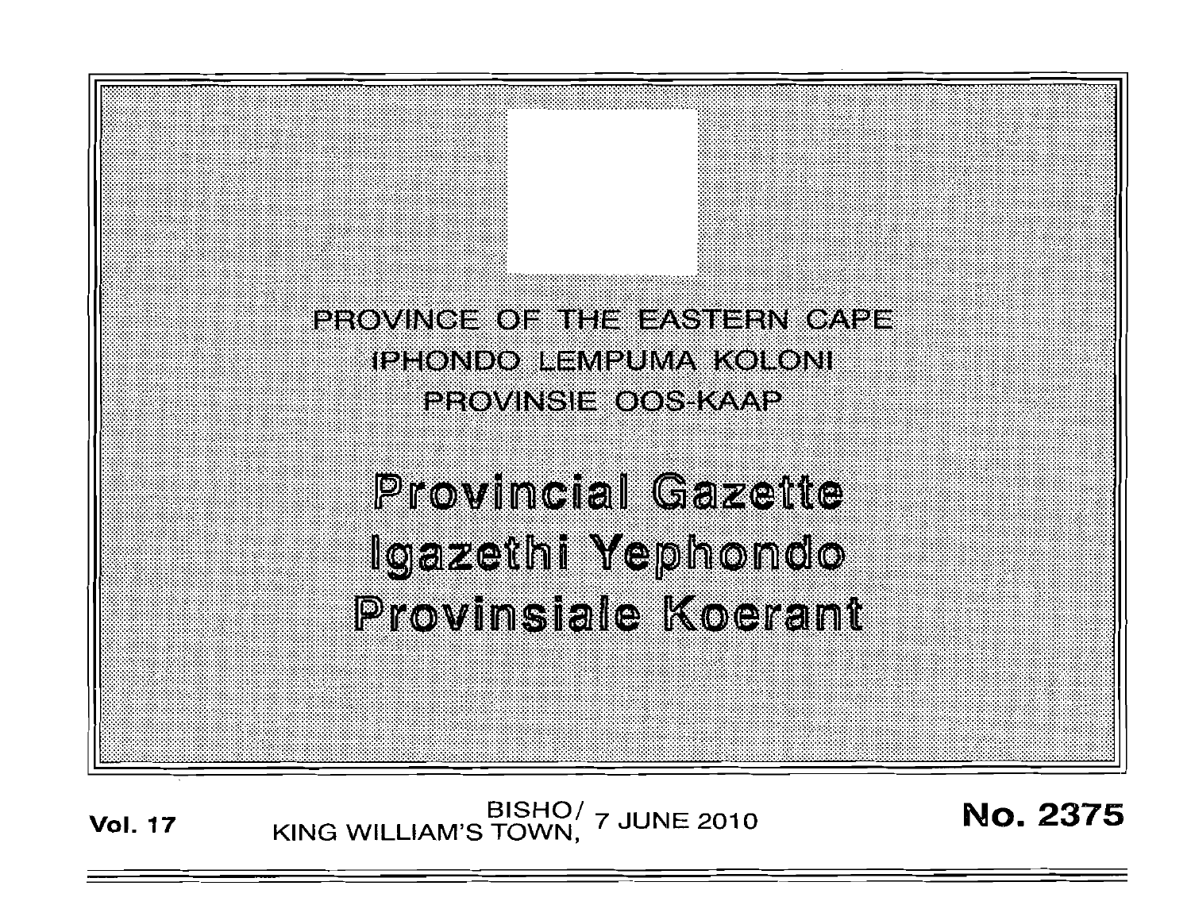PROVINCE OF THE EASTERN CAPE

IPHONDO LEMPUMA KOLONI

PROVINSIE OOS-KAAP

# Provincial Gazette

# Igazethi Yephondo

# Provinsiale Koerant

**Vol. 17** BISHO/ KING WILLIAM'S TOWN, 7 JUNE 2010 **No. 2375**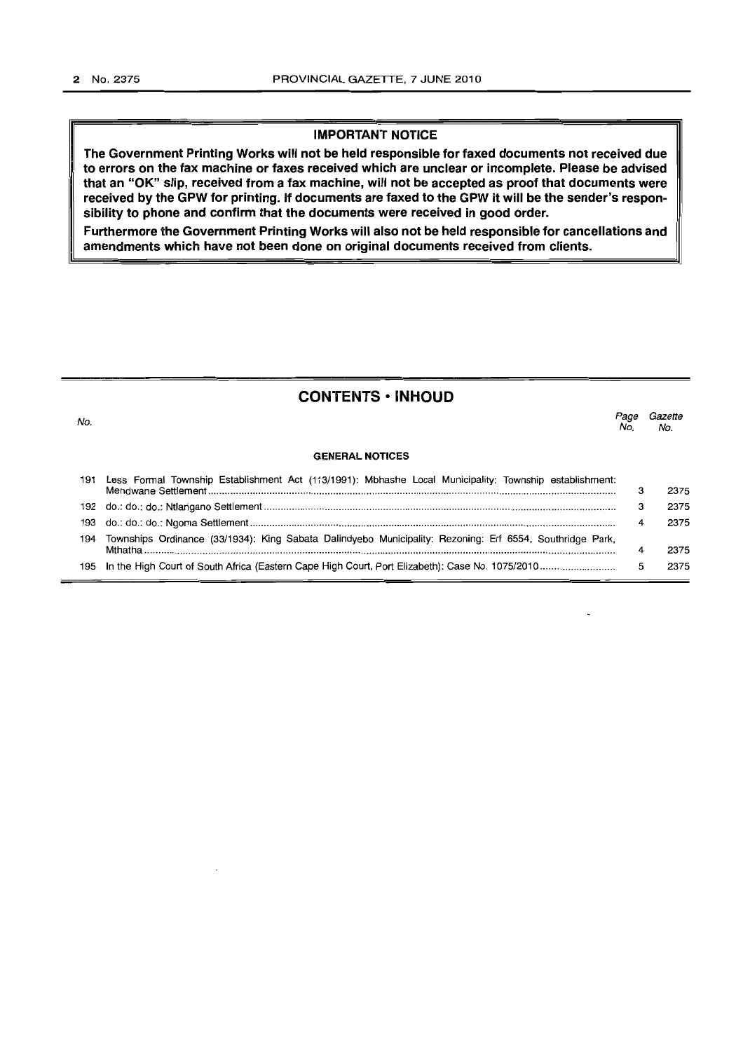**IMPORTANT NOTICE**

**The Government Printing Works will not be held responsible for faxed documents not received due to errors on the fax machine or faxes received which are unclear or incomplete. Please be advised that an "OK" slip, received from a fax machine, will not be accepted as proof that documents were received by the GPW for printing. If documents are faxed to the GPW it will be the sender's responsibility to phone and confirm that the documents were received in good order.**

**Furthermore the Government Printing Works will also not be held responsible for cancellations and amendments which have not been done on original documents received from clients.**

## CONTENTS • INHOUD

| No. | | Page No. | Gazette No. |
|---|---|---|---|
| | **GENERAL NOTICES** | | |
| 191 | Less Formal Township Establishment Act (113/1991): Mbhashe Local Municipality: Township establishment: Mendwane Settlement | 3 | 2375 |
| 192 | do.: do.; do.: Ntlangano Settlement | 3 | 2375 |
| 193 | do.: do.: do.: Ngoma Settlement | 4 | 2375 |
| 194 | Townships Ordinance (33/1934): King Sabata Dalindyebo Municipality: Rezoning: Erf 6554, Southridge Park, Mthatha | 4 | 2375 |
| 195 | In the High Court of South Africa (Eastern Cape High Court, Port Elizabeth): Case No. 1075/2010 | 5 | 2375 |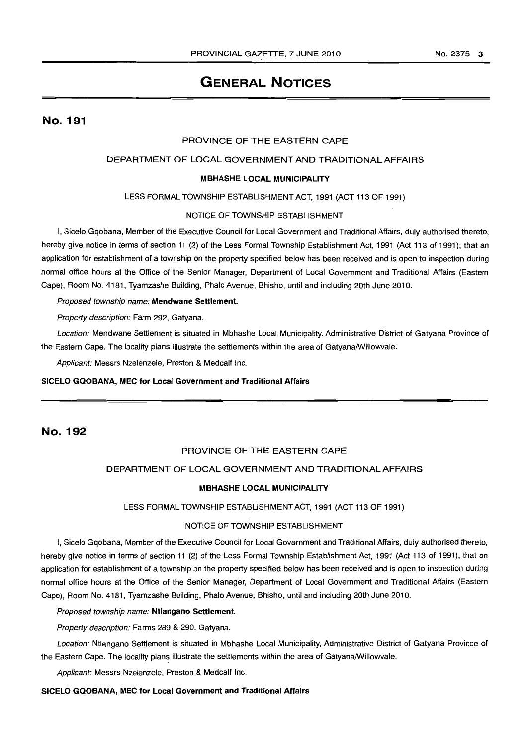# GENERAL NOTICES

## No. 191

PROVINCE OF THE EASTERN CAPE

DEPARTMENT OF LOCAL GOVERNMENT AND TRADITIONAL AFFAIRS

**MBHASHE LOCAL MUNICIPALITY**

LESS FORMAL TOWNSHIP ESTABLISHMENT ACT, 1991 (ACT 113 OF 1991)

NOTICE OF TOWNSHIP ESTABLISHMENT

I, Sicelo Gqobana, Member of the Executive Council for Local Government and Traditional Affairs, duly authorised thereto, hereby give notice in terms of section 11 (2) of the Less Formal Township Establishment Act, 1991 (Act 113 of 1991), that an application for establishment of a township on the property specified below has been received and is open to inspection during normal office hours at the Office of the Senior Manager, Department of Local Government and Traditional Affairs (Eastern Cape), Room No. 4181, Tyamzashe Building, Phalo Avenue, Bhisho, until and including 20th June 2010.

*Proposed township name:* **Mendwane Settlement.**

*Property description:* Farm 292, Gatyana.

*Location:* Mendwane Settlement is situated in Mbhashe Local Municipality, Administrative District of Gatyana Province of the Eastern Cape. The locality plans illustrate the settlements within the area of Gatyana/Willowvale.

*Applicant:* Messrs Nzelenzele, Preston & Medcalf Inc.

**SICELO GQOBANA, MEC for Local Government and Traditional Affairs**

## No. 192

PROVINCE OF THE EASTERN CAPE

DEPARTMENT OF LOCAL GOVERNMENT AND TRADITIONAL AFFAIRS

**MBHASHE LOCAL MUNICIPALITY**

LESS FORMAL TOWNSHIP ESTABLISHMENT ACT, 1991 (ACT 113 OF 1991)

NOTICE OF TOWNSHIP ESTABLISHMENT

I, Sicelo Gqobana, Member of the Executive Council for Local Government and Traditional Affairs, duly authorised thereto, hereby give notice in terms of section 11 (2) of the Less Formal Township Establishment Act, 1991 (Act 113 of 1991), that an application for establishment of a township on the property specified below has been received and is open to inspection during normal office hours at the Office of the Senior Manager, Department of Local Government and Traditional Affairs (Eastern Cape), Room No. 4181, Tyamzashe Building, Phalo Avenue, Bhisho, until and including 20th June 2010.

*Proposed township name:* **Ntlangano Settlement.**

*Property description:* Farms 289 & 290, Gatyana.

*Location:* Ntlangano Settlement is situated in Mbhashe Local Municipality, Administrative District of Gatyana Province of the Eastern Cape. The locality plans illustrate the settlements within the area of Gatyana/Willowvale.

*Applicant:* Messrs Nzelenzele, Preston & Medcalf Inc.

**SICELO GQOBANA, MEC for Local Government and Traditional Affairs**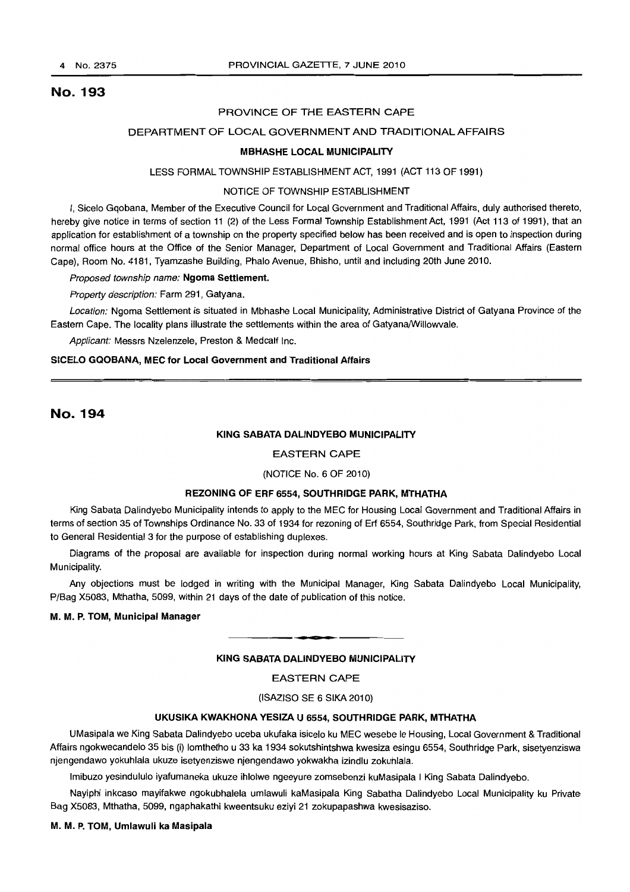## No. 193

### PROVINCE OF THE EASTERN CAPE

### DEPARTMENT OF LOCAL GOVERNMENT AND TRADITIONAL AFFAIRS

### MBHASHE LOCAL MUNICIPALITY

LESS FORMAL TOWNSHIP ESTABLISHMENT ACT, 1991 (ACT 113 OF 1991)

NOTICE OF TOWNSHIP ESTABLISHMENT

I, Sicelo Gqobana, Member of the Executive Council for Local Government and Traditional Affairs, duly authorised thereto, hereby give notice in terms of section 11 (2) of the Less Formal Township Establishment Act, 1991 (Act 113 of 1991), that an application for establishment of a township on the property specified below has been received and is open to inspection during normal office hours at the Office of the Senior Manager, Department of Local Government and Traditional Affairs (Eastern Cape), Room No. 4181, Tyamzashe Building, Phalo Avenue, Bhisho, until and including 20th June 2010.

*Proposed township name:* **Ngoma Settlement.**

*Property description:* Farm 291, Gatyana.

*Location:* Ngoma Settlement is situated in Mbhashe Local Municipality, Administrative District of Gatyana Province of the Eastern Cape. The locality plans illustrate the settlements within the area of Gatyana/Willowvale.

*Applicant:* Messrs Nzelenzele, Preston & Medcalf Inc.

**SICELO GQOBANA, MEC for Local Government and Traditional Affairs**

---

## No. 194

### KING SABATA DALINDYEBO MUNICIPALITY

EASTERN CAPE

(NOTICE No. 6 OF 2010)

### REZONING OF ERF 6554, SOUTHRIDGE PARK, MTHATHA

King Sabata Dalindyebo Municipality intends to apply to the MEC for Housing Local Government and Traditional Affairs in terms of section 35 of Townships Ordinance No. 33 of 1934 for rezoning of Erf 6554, Southridge Park, from Special Residential to General Residential 3 for the purpose of establishing duplexes.

Diagrams of the proposal are available for inspection during normal working hours at King Sabata Dalindyebo Local Municipality.

Any objections must be lodged in writing with the Municipal Manager, King Sabata Dalindyebo Local Municipality, P/Bag X5083, Mthatha, 5099, within 21 days of the date of publication of this notice.

**M. M. P. TOM, Municipal Manager**

---

### KING SABATA DALINDYEBO MUNICIPALITY

EASTERN CAPE

(ISAZISO SE 6 SIKA 2010)

### UKUSIKA KWAKHONA YESIZA U 6554, SOUTHRIDGE PARK, MTHATHA

UMasipala we King Sabata Dalindyebo uceba ukufaka isicelo ku MEC wesebe le Housing, Local Government & Traditional Affairs ngokwecandelo 35 bis (i) lomthetho u 33 ka 1934 sokutshintshwa kwesiza esingu 6554, Southridge Park, sisetyenziswa njengendawo yokuhlala ukuze isetyenziswe njengendawo yokwakha izindlu zokuhlala.

Imibuzo yesindululo iyafumaneka ukuze ihlolwe ngeeyure zomsebenzi kuMasipala I King Sabata Dalindyebo.

Nayiphi inkcaso mayifakwe ngokubhalela umlawuli kaMasipala King Sabatha Dalindyebo Local Municipality ku Private Bag X5083, Mthatha, 5099, ngaphakathi kweentsuku eziyi 21 zokupapashwa kwesisaziso.

**M. M. P. TOM, Umlawuli ka Masipala**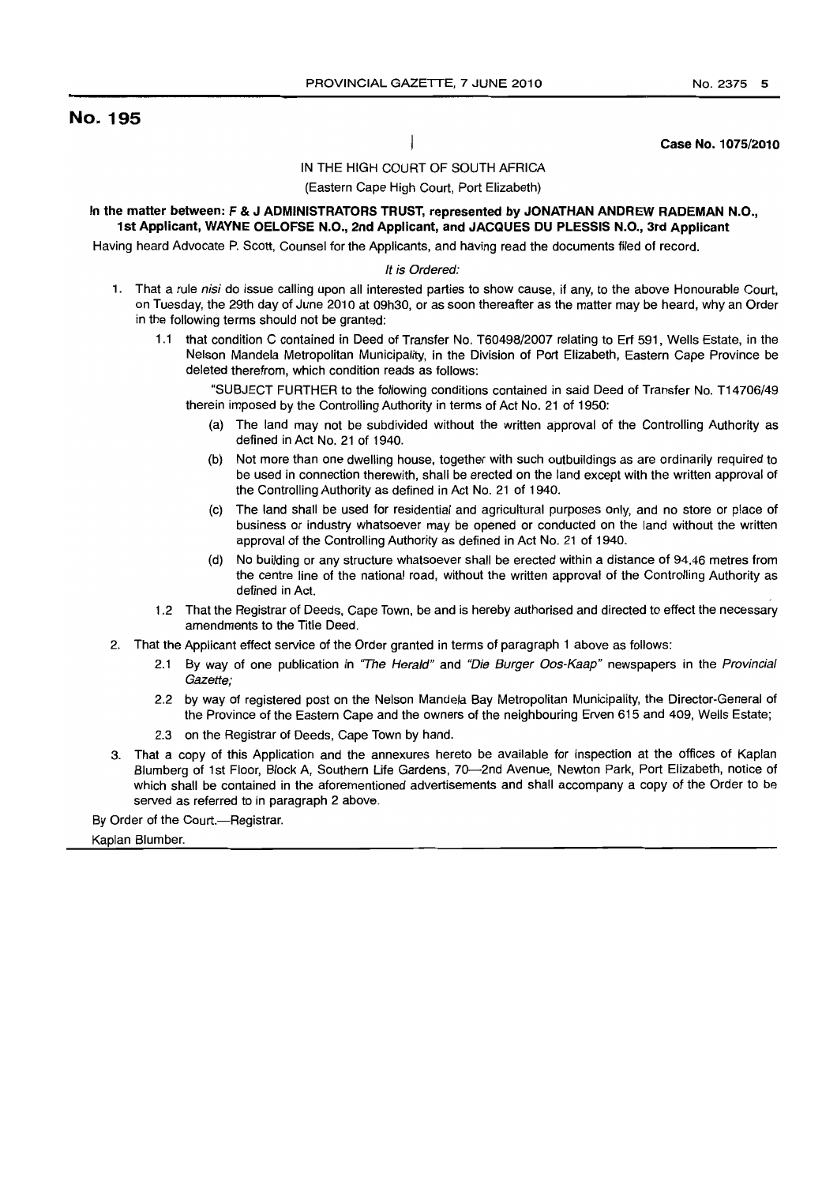## No. 195

**Case No. 1075/2010**

IN THE HIGH COURT OF SOUTH AFRICA

(Eastern Cape High Court, Port Elizabeth)

**In the matter between: F & J ADMINISTRATORS TRUST, represented by JONATHAN ANDREW RADEMAN N.O., 1st Applicant, WAYNE OELOFSE N.O., 2nd Applicant, and JACQUES DU PLESSIS N.O., 3rd Applicant**

Having heard Advocate P. Scott, Counsel for the Applicants, and having read the documents filed of record.

*It is Ordered:*

1. That a rule *nisi* do issue calling upon all interested parties to show cause, if any, to the above Honourable Court, on Tuesday, the 29th day of June 2010 at 09h30, or as soon thereafter as the matter may be heard, why an Order in the following terms should not be granted:
   1.1 that condition C contained in Deed of Transfer No. T60498/2007 relating to Erf 591, Wells Estate, in the Nelson Mandela Metropolitan Municipality, in the Division of Port Elizabeth, Eastern Cape Province be deleted therefrom, which condition reads as follows:

      "SUBJECT FURTHER to the following conditions contained in said Deed of Transfer No. T14706/49 therein imposed by the Controlling Authority in terms of Act No. 21 of 1950:

      (a) The land may not be subdivided without the written approval of the Controlling Authority as defined in Act No. 21 of 1940.

      (b) Not more than one dwelling house, together with such outbuildings as are ordinarily required to be used in connection therewith, shall be erected on the land except with the written approval of the Controlling Authority as defined in Act No. 21 of 1940.

      (c) The land shall be used for residential and agricultural purposes only, and no store or place of business or industry whatsoever may be opened or conducted on the land without the written approval of the Controlling Authority as defined in Act No. 21 of 1940.

      (d) No building or any structure whatsoever shall be erected within a distance of 94,46 metres from the centre line of the national road, without the written approval of the Controlling Authority as defined in Act.

   1.2 That the Registrar of Deeds, Cape Town, be and is hereby authorised and directed to effect the necessary amendments to the Title Deed.
2. That the Applicant effect service of the Order granted in terms of paragraph 1 above as follows:
   2.1 By way of one publication in *"The Herald"* and *"Die Burger Oos-Kaap"* newspapers in the *Provincial Gazette;*
   2.2 by way of registered post on the Nelson Mandela Bay Metropolitan Municipality, the Director-General of the Province of the Eastern Cape and the owners of the neighbouring Erven 615 and 409, Wells Estate;
   2.3 on the Registrar of Deeds, Cape Town by hand.
3. That a copy of this Application and the annexures hereto be available for inspection at the offices of Kaplan Blumberg of 1st Floor, Block A, Southern Life Gardens, 70—2nd Avenue, Newton Park, Port Elizabeth, notice of which shall be contained in the aforementioned advertisements and shall accompany a copy of the Order to be served as referred to in paragraph 2 above.

By Order of the Court.—Registrar.

Kaplan Blumber.